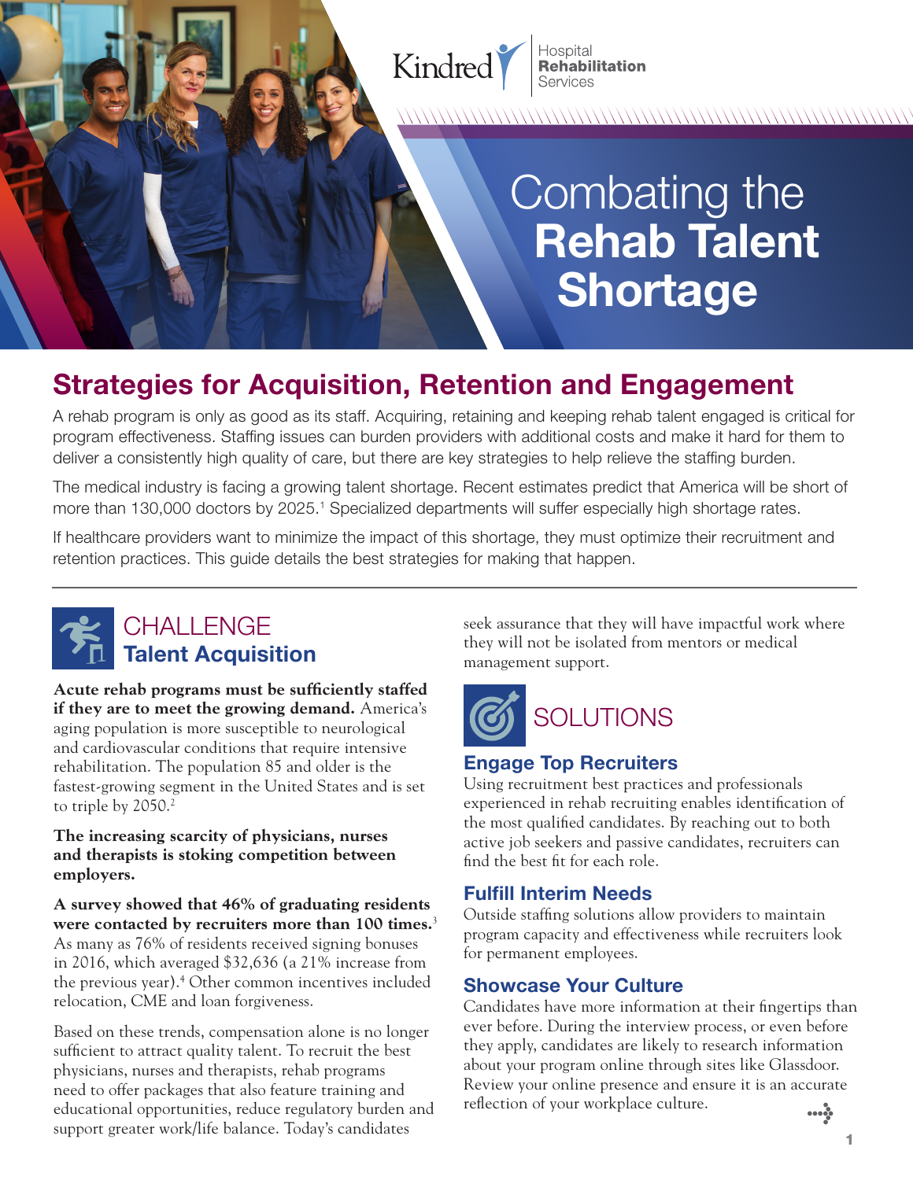Kindred Hospital Rehabilitation Services

# Combating the Rehab Talent Shortage

## Strategies for Acquisition, Retention and Engagement

A rehab program is only as good as its staff. Acquiring, retaining and keeping rehab talent engaged is critical for program effectiveness. Staffing issues can burden providers with additional costs and make it hard for them to deliver a consistently high quality of care, but there are key strategies to help relieve the staffing burden.

The medical industry is facing a growing talent shortage. Recent estimates predict that America will be short of more than 130,000 doctors by 2025.[1] Specialized departments will suffer especially high shortage rates.

If healthcare providers want to minimize the impact of this shortage, they must optimize their recruitment and retention practices. This guide details the best strategies for making that happen.

---

## CHALLENGE
### Talent Acquisition

**Acute rehab programs must be sufficiently staffed if they are to meet the growing demand.** America's aging population is more susceptible to neurological and cardiovascular conditions that require intensive rehabilitation. The population 85 and older is the fastest-growing segment in the United States and is set to triple by 2050.[2]

**The increasing scarcity of physicians, nurses and therapists is stoking competition between employers.**

**A survey showed that 46% of graduating residents were contacted by recruiters more than 100 times.**[3] As many as 76% of residents received signing bonuses in 2016, which averaged $32,636 (a 21% increase from the previous year).[4] Other common incentives included relocation, CME and loan forgiveness.

Based on these trends, compensation alone is no longer sufficient to attract quality talent. To recruit the best physicians, nurses and therapists, rehab programs need to offer packages that also feature training and educational opportunities, reduce regulatory burden and support greater work/life balance. Today's candidates seek assurance that they will have impactful work where they will not be isolated from mentors or medical management support.

## SOLUTIONS

### Engage Top Recruiters

Using recruitment best practices and professionals experienced in rehab recruiting enables identification of the most qualified candidates. By reaching out to both active job seekers and passive candidates, recruiters can find the best fit for each role.

### Fulfill Interim Needs

Outside staffing solutions allow providers to maintain program capacity and effectiveness while recruiters look for permanent employees.

### Showcase Your Culture

Candidates have more information at their fingertips than ever before. During the interview process, or even before they apply, candidates are likely to research information about your program online through sites like Glassdoor. Review your online presence and ensure it is an accurate reflection of your workplace culture.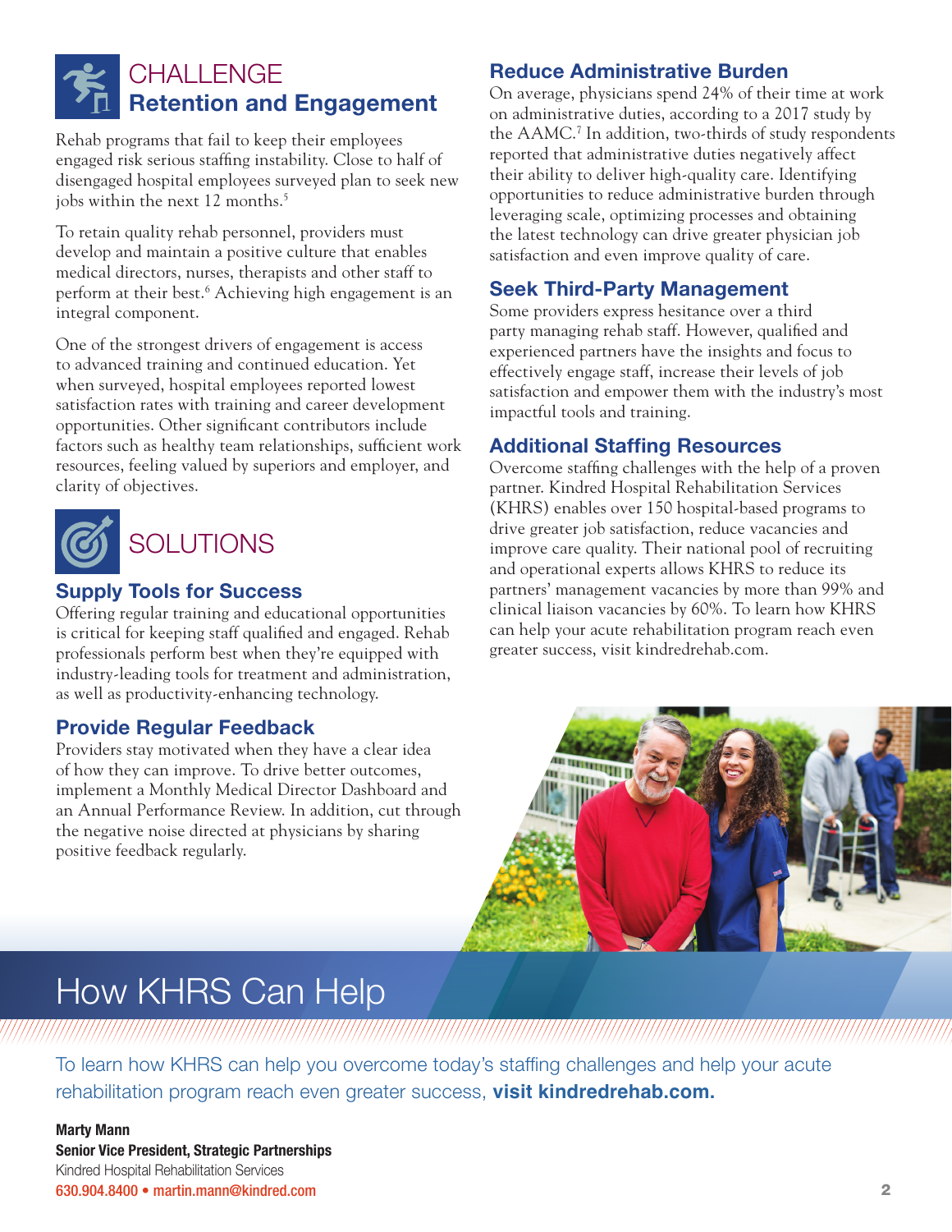## CHALLENGE

### Retention and Engagement

Rehab programs that fail to keep their employees engaged risk serious staffing instability. Close to half of disengaged hospital employees surveyed plan to seek new jobs within the next 12 months.[5]

To retain quality rehab personnel, providers must develop and maintain a positive culture that enables medical directors, nurses, therapists and other staff to perform at their best.[6] Achieving high engagement is an integral component.

One of the strongest drivers of engagement is access to advanced training and continued education. Yet when surveyed, hospital employees reported lowest satisfaction rates with training and career development opportunities. Other significant contributors include factors such as healthy team relationships, sufficient work resources, feeling valued by superiors and employer, and clarity of objectives.

## SOLUTIONS

### Supply Tools for Success

Offering regular training and educational opportunities is critical for keeping staff qualified and engaged. Rehab professionals perform best when they're equipped with industry-leading tools for treatment and administration, as well as productivity-enhancing technology.

### Provide Regular Feedback

Providers stay motivated when they have a clear idea of how they can improve. To drive better outcomes, implement a Monthly Medical Director Dashboard and an Annual Performance Review. In addition, cut through the negative noise directed at physicians by sharing positive feedback regularly.

### Reduce Administrative Burden

On average, physicians spend 24% of their time at work on administrative duties, according to a 2017 study by the AAMC.[7] In addition, two-thirds of study respondents reported that administrative duties negatively affect their ability to deliver high-quality care. Identifying opportunities to reduce administrative burden through leveraging scale, optimizing processes and obtaining the latest technology can drive greater physician job satisfaction and even improve quality of care.

### Seek Third-Party Management

Some providers express hesitance over a third party managing rehab staff. However, qualified and experienced partners have the insights and focus to effectively engage staff, increase their levels of job satisfaction and empower them with the industry's most impactful tools and training.

### Additional Staffing Resources

Overcome staffing challenges with the help of a proven partner. Kindred Hospital Rehabilitation Services (KHRS) enables over 150 hospital-based programs to drive greater job satisfaction, reduce vacancies and improve care quality. Their national pool of recruiting and operational experts allows KHRS to reduce its partners' management vacancies by more than 99% and clinical liaison vacancies by 60%. To learn how KHRS can help your acute rehabilitation program reach even greater success, visit kindredrehab.com.

## How KHRS Can Help

To learn how KHRS can help you overcome today's staffing challenges and help your acute rehabilitation program reach even greater success, **visit kindredrehab.com.**

**Marty Mann**
**Senior Vice President, Strategic Partnerships**
Kindred Hospital Rehabilitation Services
630.904.8400 • martin.mann@kindred.com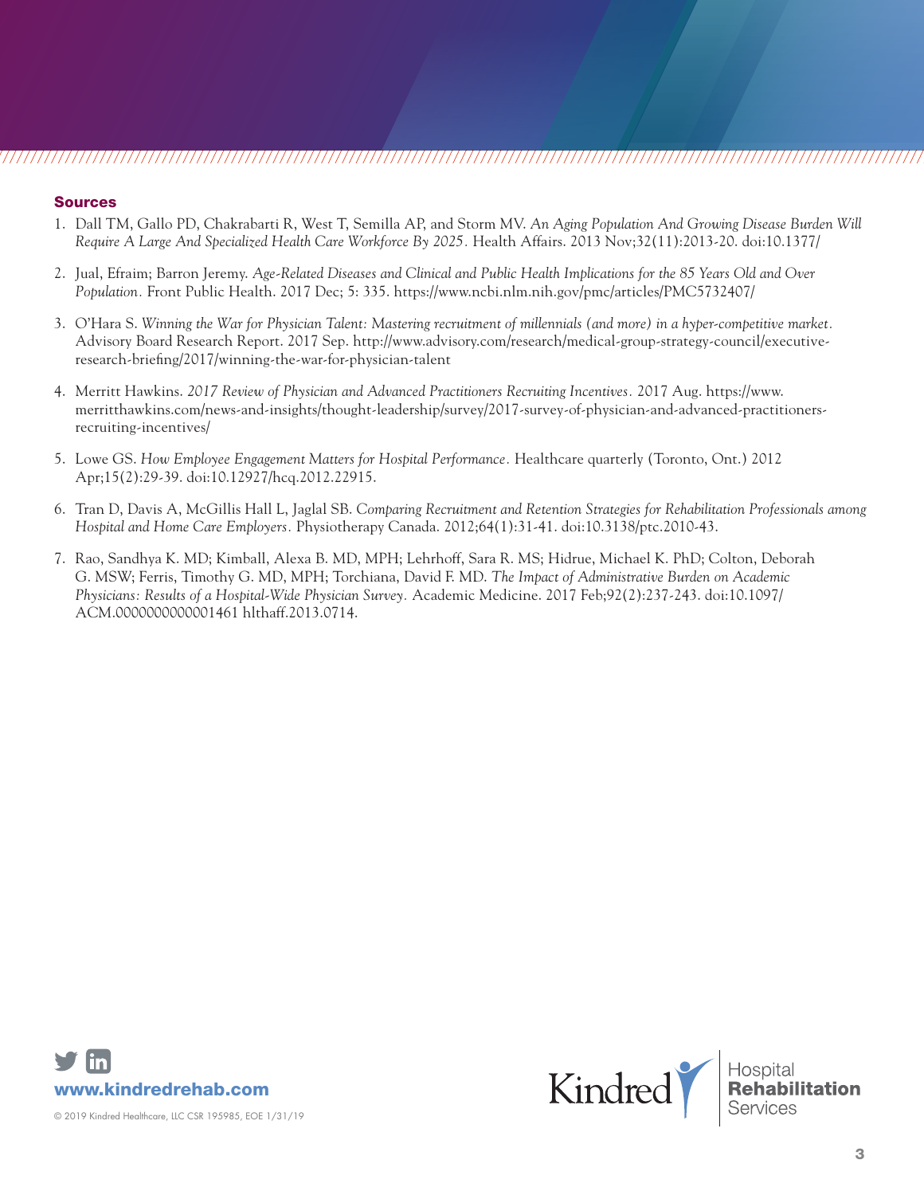## Sources

1. Dall TM, Gallo PD, Chakrabarti R, West T, Semilla AP, and Storm MV. *An Aging Population And Growing Disease Burden Will Require A Large And Specialized Health Care Workforce By 2025.* Health Affairs. 2013 Nov;32(11):2013-20. doi:10.1377/

2. Jual, Efraim; Barron Jeremy. *Age-Related Diseases and Clinical and Public Health Implications for the 85 Years Old and Over Population.* Front Public Health. 2017 Dec; 5: 335. https://www.ncbi.nlm.nih.gov/pmc/articles/PMC5732407/

3. O'Hara S. *Winning the War for Physician Talent: Mastering recruitment of millennials (and more) in a hyper-competitive market.* Advisory Board Research Report. 2017 Sep. http://www.advisory.com/research/medical-group-strategy-council/executive-research-briefing/2017/winning-the-war-for-physician-talent

4. Merritt Hawkins. *2017 Review of Physician and Advanced Practitioners Recruiting Incentives.* 2017 Aug. https://www.merritthawkins.com/news-and-insights/thought-leadership/survey/2017-survey-of-physician-and-advanced-practitioners-recruiting-incentives/

5. Lowe GS. *How Employee Engagement Matters for Hospital Performance.* Healthcare quarterly (Toronto, Ont.) 2012 Apr;15(2):29-39. doi:10.12927/hcq.2012.22915.

6. Tran D, Davis A, McGillis Hall L, Jaglal SB. *Comparing Recruitment and Retention Strategies for Rehabilitation Professionals among Hospital and Home Care Employers.* Physiotherapy Canada. 2012;64(1):31-41. doi:10.3138/ptc.2010-43.

7. Rao, Sandhya K. MD; Kimball, Alexa B. MD, MPH; Lehrhoff, Sara R. MS; Hidrue, Michael K. PhD; Colton, Deborah G. MSW; Ferris, Timothy G. MD, MPH; Torchiana, David F. MD. *The Impact of Administrative Burden on Academic Physicians: Results of a Hospital-Wide Physician Survey.* Academic Medicine. 2017 Feb;92(2):237-243. doi:10.1097/ACM.0000000000001461 hlthaff.2013.0714.

www.kindredrehab.com

© 2019 Kindred Healthcare, LLC CSR 195985, EOE 1/31/19

Kindred Hospital **Rehabilitation** Services